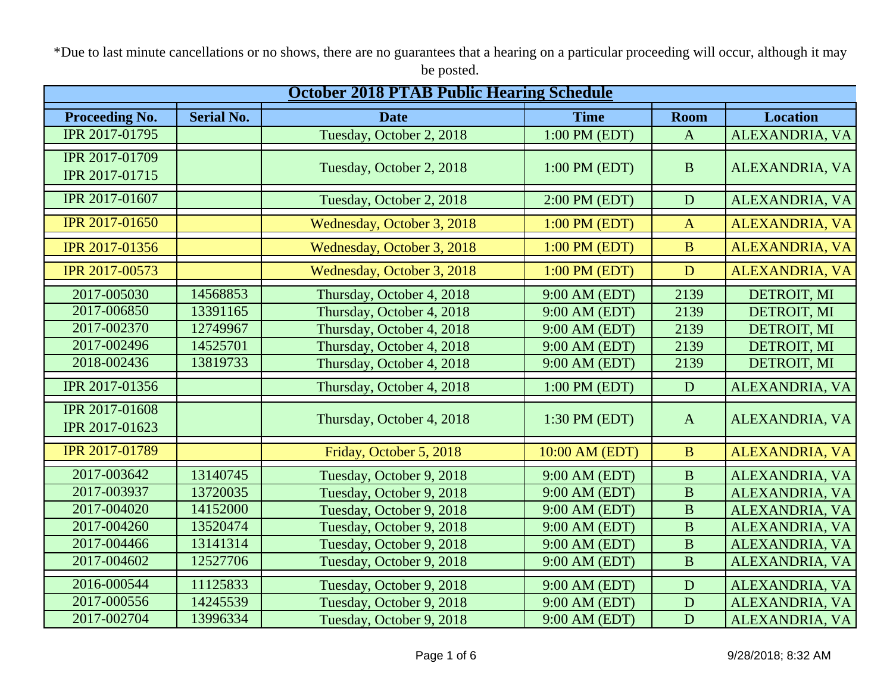*Due to last minute cancellations or no shows, there are no guarantees that a hearing on a particular proceeding will occur, although it may be posted.

## October 2018 PTAB Public Hearing Schedule

| Proceeding No. | Serial No. | Date | Time | Room | Location |
|---|---|---|---|---|---|
| IPR 2017-01795 | | Tuesday, October 2, 2018 | 1:00 PM (EDT) | A | ALEXANDRIA, VA |
| IPR 2017-01709<br>IPR 2017-01715 | | Tuesday, October 2, 2018 | 1:00 PM (EDT) | B | ALEXANDRIA, VA |
| IPR 2017-01607 | | Tuesday, October 2, 2018 | 2:00 PM (EDT) | D | ALEXANDRIA, VA |
| IPR 2017-01650 | | Wednesday, October 3, 2018 | 1:00 PM (EDT) | A | ALEXANDRIA, VA |
| IPR 2017-01356 | | Wednesday, October 3, 2018 | 1:00 PM (EDT) | B | ALEXANDRIA, VA |
| IPR 2017-00573 | | Wednesday, October 3, 2018 | 1:00 PM (EDT) | D | ALEXANDRIA, VA |
| 2017-005030 | 14568853 | Thursday, October 4, 2018 | 9:00 AM (EDT) | 2139 | DETROIT, MI |
| 2017-006850 | 13391165 | Thursday, October 4, 2018 | 9:00 AM (EDT) | 2139 | DETROIT, MI |
| 2017-002370 | 12749967 | Thursday, October 4, 2018 | 9:00 AM (EDT) | 2139 | DETROIT, MI |
| 2017-002496 | 14525701 | Thursday, October 4, 2018 | 9:00 AM (EDT) | 2139 | DETROIT, MI |
| 2018-002436 | 13819733 | Thursday, October 4, 2018 | 9:00 AM (EDT) | 2139 | DETROIT, MI |
| IPR 2017-01356 | | Thursday, October 4, 2018 | 1:00 PM (EDT) | D | ALEXANDRIA, VA |
| IPR 2017-01608<br>IPR 2017-01623 | | Thursday, October 4, 2018 | 1:30 PM (EDT) | A | ALEXANDRIA, VA |
| IPR 2017-01789 | | Friday, October 5, 2018 | 10:00 AM (EDT) | B | ALEXANDRIA, VA |
| 2017-003642 | 13140745 | Tuesday, October 9, 2018 | 9:00 AM (EDT) | B | ALEXANDRIA, VA |
| 2017-003937 | 13720035 | Tuesday, October 9, 2018 | 9:00 AM (EDT) | B | ALEXANDRIA, VA |
| 2017-004020 | 14152000 | Tuesday, October 9, 2018 | 9:00 AM (EDT) | B | ALEXANDRIA, VA |
| 2017-004260 | 13520474 | Tuesday, October 9, 2018 | 9:00 AM (EDT) | B | ALEXANDRIA, VA |
| 2017-004466 | 13141314 | Tuesday, October 9, 2018 | 9:00 AM (EDT) | B | ALEXANDRIA, VA |
| 2017-004602 | 12527706 | Tuesday, October 9, 2018 | 9:00 AM (EDT) | B | ALEXANDRIA, VA |
| 2016-000544 | 11125833 | Tuesday, October 9, 2018 | 9:00 AM (EDT) | D | ALEXANDRIA, VA |
| 2017-000556 | 14245539 | Tuesday, October 9, 2018 | 9:00 AM (EDT) | D | ALEXANDRIA, VA |
| 2017-002704 | 13996334 | Tuesday, October 9, 2018 | 9:00 AM (EDT) | D | ALEXANDRIA, VA |

9/28/2018; 8:32 AM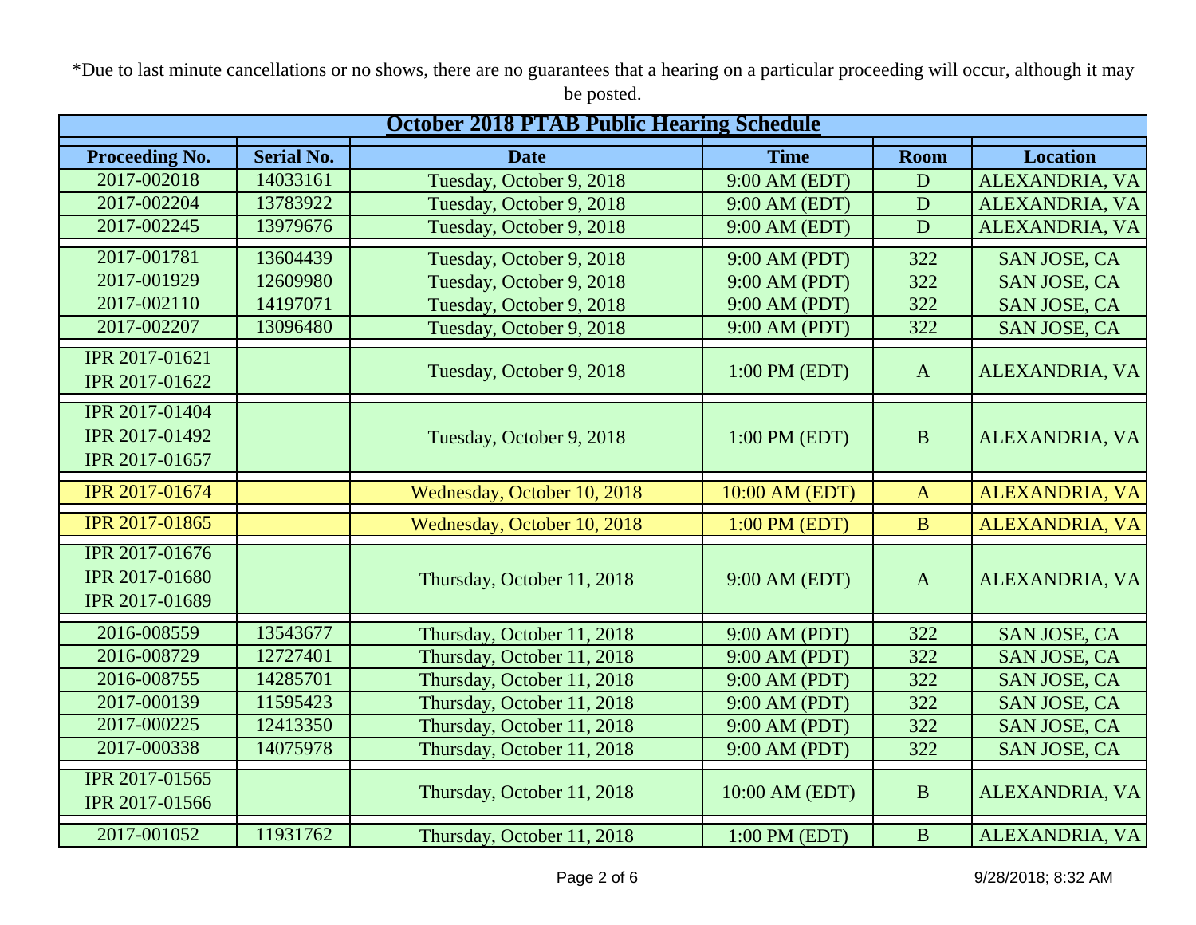*Due to last minute cancellations or no shows, there are no guarantees that a hearing on a particular proceeding will occur, although it may be posted.

## October 2018 PTAB Public Hearing Schedule

| Proceeding No. | Serial No. | Date | Time | Room | Location |
|---|---|---|---|---|---|
| 2017-002018 | 14033161 | Tuesday, October 9, 2018 | 9:00 AM (EDT) | D | ALEXANDRIA, VA |
| 2017-002204 | 13783922 | Tuesday, October 9, 2018 | 9:00 AM (EDT) | D | ALEXANDRIA, VA |
| 2017-002245 | 13979676 | Tuesday, October 9, 2018 | 9:00 AM (EDT) | D | ALEXANDRIA, VA |
| 2017-001781 | 13604439 | Tuesday, October 9, 2018 | 9:00 AM (PDT) | 322 | SAN JOSE, CA |
| 2017-001929 | 12609980 | Tuesday, October 9, 2018 | 9:00 AM (PDT) | 322 | SAN JOSE, CA |
| 2017-002110 | 14197071 | Tuesday, October 9, 2018 | 9:00 AM (PDT) | 322 | SAN JOSE, CA |
| 2017-002207 | 13096480 | Tuesday, October 9, 2018 | 9:00 AM (PDT) | 322 | SAN JOSE, CA |
| IPR 2017-01621<br>IPR 2017-01622 | | Tuesday, October 9, 2018 | 1:00 PM (EDT) | A | ALEXANDRIA, VA |
| IPR 2017-01404<br>IPR 2017-01492<br>IPR 2017-01657 | | Tuesday, October 9, 2018 | 1:00 PM (EDT) | B | ALEXANDRIA, VA |
| IPR 2017-01674 | | Wednesday, October 10, 2018 | 10:00 AM (EDT) | A | ALEXANDRIA, VA |
| IPR 2017-01865 | | Wednesday, October 10, 2018 | 1:00 PM (EDT) | B | ALEXANDRIA, VA |
| IPR 2017-01676<br>IPR 2017-01680<br>IPR 2017-01689 | | Thursday, October 11, 2018 | 9:00 AM (EDT) | A | ALEXANDRIA, VA |
| 2016-008559 | 13543677 | Thursday, October 11, 2018 | 9:00 AM (PDT) | 322 | SAN JOSE, CA |
| 2016-008729 | 12727401 | Thursday, October 11, 2018 | 9:00 AM (PDT) | 322 | SAN JOSE, CA |
| 2016-008755 | 14285701 | Thursday, October 11, 2018 | 9:00 AM (PDT) | 322 | SAN JOSE, CA |
| 2017-000139 | 11595423 | Thursday, October 11, 2018 | 9:00 AM (PDT) | 322 | SAN JOSE, CA |
| 2017-000225 | 12413350 | Thursday, October 11, 2018 | 9:00 AM (PDT) | 322 | SAN JOSE, CA |
| 2017-000338 | 14075978 | Thursday, October 11, 2018 | 9:00 AM (PDT) | 322 | SAN JOSE, CA |
| IPR 2017-01565<br>IPR 2017-01566 | | Thursday, October 11, 2018 | 10:00 AM (EDT) | B | ALEXANDRIA, VA |
| 2017-001052 | 11931762 | Thursday, October 11, 2018 | 1:00 PM (EDT) | B | ALEXANDRIA, VA |

9/28/2018; 8:32 AM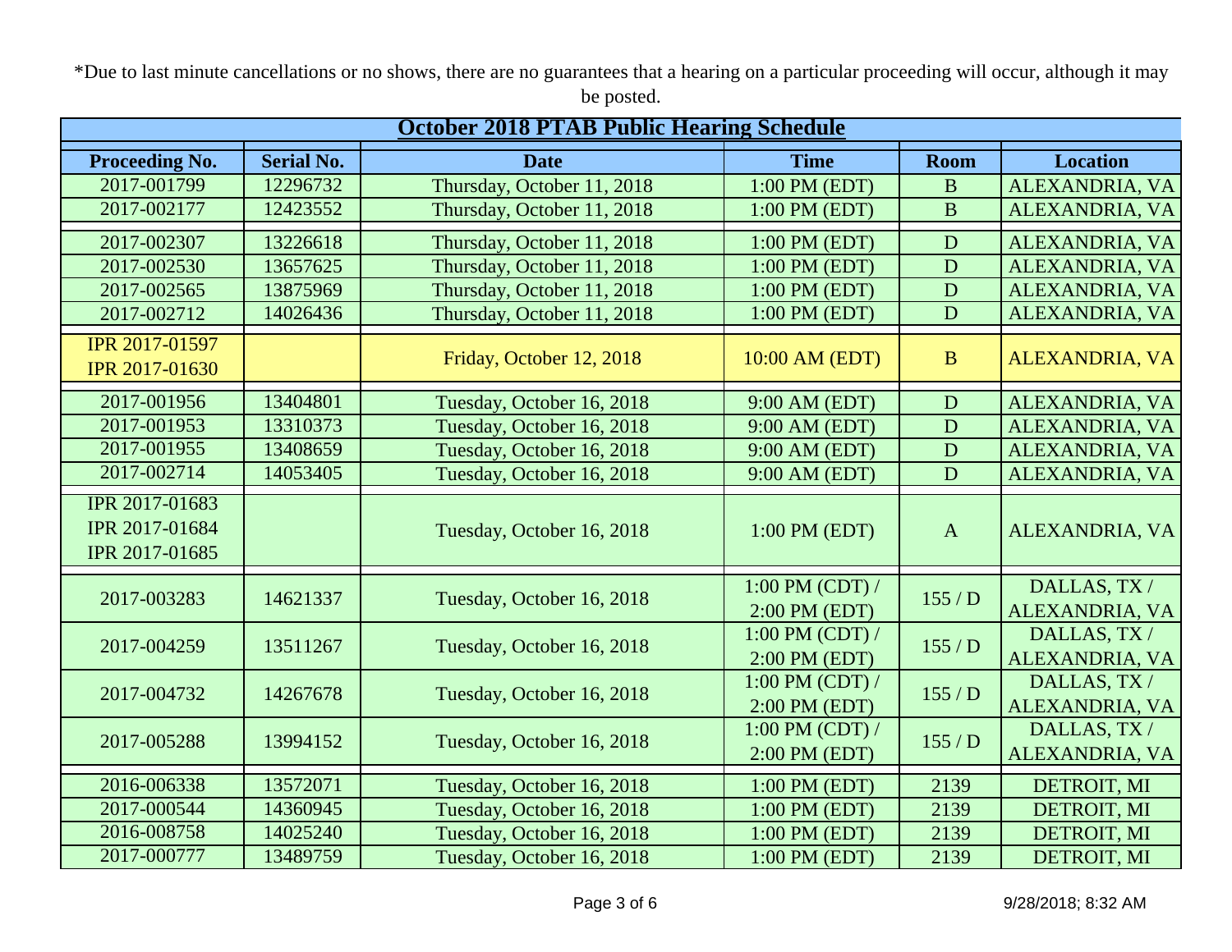*Due to last minute cancellations or no shows, there are no guarantees that a hearing on a particular proceeding will occur, although it may be posted.

## October 2018 PTAB Public Hearing Schedule

| Proceeding No. | Serial No. | Date | Time | Room | Location |
|---|---|---|---|---|---|
| 2017-001799 | 12296732 | Thursday, October 11, 2018 | 1:00 PM (EDT) | B | ALEXANDRIA, VA |
| 2017-002177 | 12423552 | Thursday, October 11, 2018 | 1:00 PM (EDT) | B | ALEXANDRIA, VA |
| 2017-002307 | 13226618 | Thursday, October 11, 2018 | 1:00 PM (EDT) | D | ALEXANDRIA, VA |
| 2017-002530 | 13657625 | Thursday, October 11, 2018 | 1:00 PM (EDT) | D | ALEXANDRIA, VA |
| 2017-002565 | 13875969 | Thursday, October 11, 2018 | 1:00 PM (EDT) | D | ALEXANDRIA, VA |
| 2017-002712 | 14026436 | Thursday, October 11, 2018 | 1:00 PM (EDT) | D | ALEXANDRIA, VA |
| IPR 2017-01597<br>IPR 2017-01630 | | Friday, October 12, 2018 | 10:00 AM (EDT) | B | ALEXANDRIA, VA |
| 2017-001956 | 13404801 | Tuesday, October 16, 2018 | 9:00 AM (EDT) | D | ALEXANDRIA, VA |
| 2017-001953 | 13310373 | Tuesday, October 16, 2018 | 9:00 AM (EDT) | D | ALEXANDRIA, VA |
| 2017-001955 | 13408659 | Tuesday, October 16, 2018 | 9:00 AM (EDT) | D | ALEXANDRIA, VA |
| 2017-002714 | 14053405 | Tuesday, October 16, 2018 | 9:00 AM (EDT) | D | ALEXANDRIA, VA |
| IPR 2017-01683<br>IPR 2017-01684<br>IPR 2017-01685 | | Tuesday, October 16, 2018 | 1:00 PM (EDT) | A | ALEXANDRIA, VA |
| 2017-003283 | 14621337 | Tuesday, October 16, 2018 | 1:00 PM (CDT) / 2:00 PM (EDT) | 155 / D | DALLAS, TX / ALEXANDRIA, VA |
| 2017-004259 | 13511267 | Tuesday, October 16, 2018 | 1:00 PM (CDT) / 2:00 PM (EDT) | 155 / D | DALLAS, TX / ALEXANDRIA, VA |
| 2017-004732 | 14267678 | Tuesday, October 16, 2018 | 1:00 PM (CDT) / 2:00 PM (EDT) | 155 / D | DALLAS, TX / ALEXANDRIA, VA |
| 2017-005288 | 13994152 | Tuesday, October 16, 2018 | 1:00 PM (CDT) / 2:00 PM (EDT) | 155 / D | DALLAS, TX / ALEXANDRIA, VA |
| 2016-006338 | 13572071 | Tuesday, October 16, 2018 | 1:00 PM (EDT) | 2139 | DETROIT, MI |
| 2017-000544 | 14360945 | Tuesday, October 16, 2018 | 1:00 PM (EDT) | 2139 | DETROIT, MI |
| 2016-008758 | 14025240 | Tuesday, October 16, 2018 | 1:00 PM (EDT) | 2139 | DETROIT, MI |
| 2017-000777 | 13489759 | Tuesday, October 16, 2018 | 1:00 PM (EDT) | 2139 | DETROIT, MI |

9/28/2018; 8:32 AM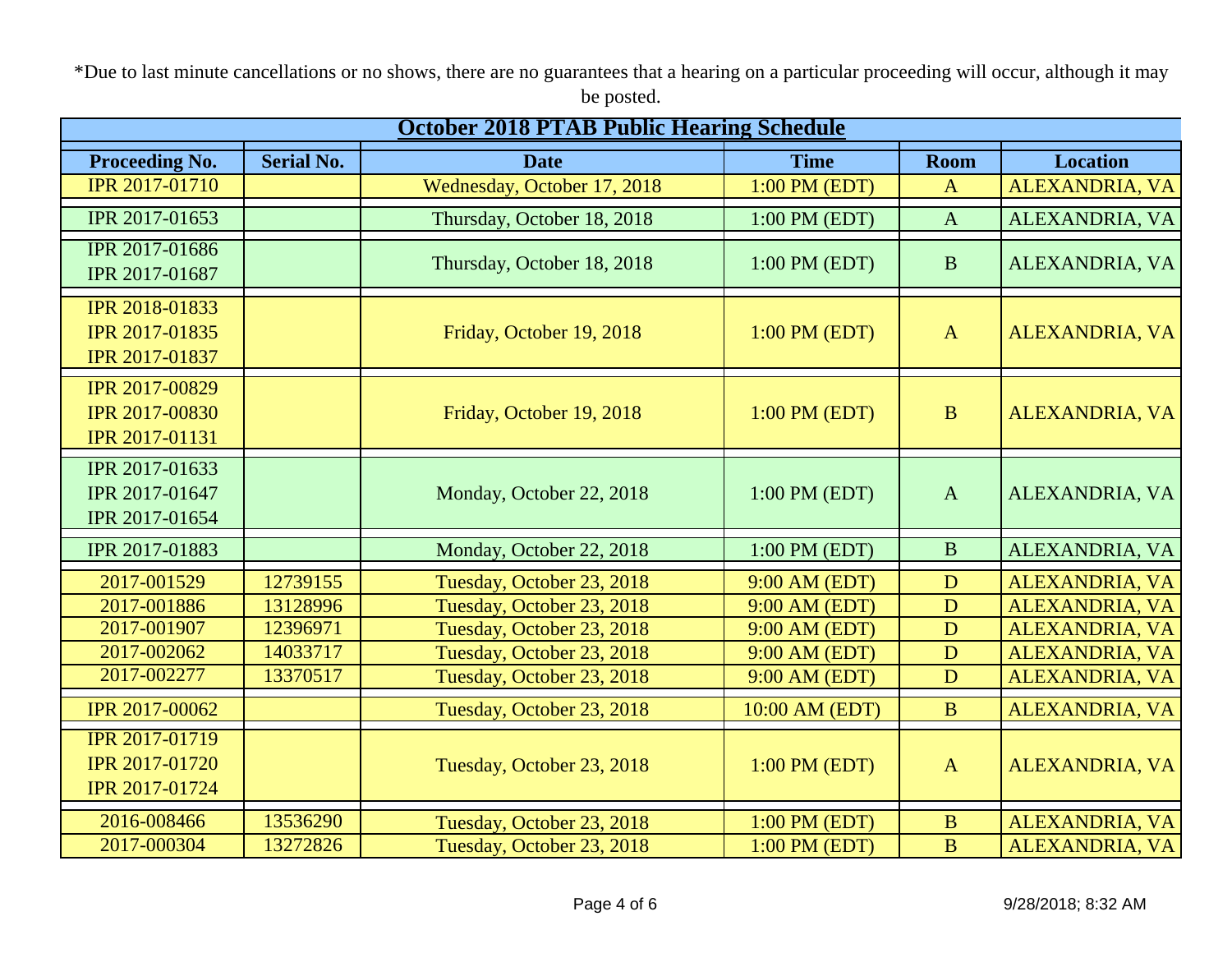*Due to last minute cancellations or no shows, there are no guarantees that a hearing on a particular proceeding will occur, although it may be posted.

**October 2018 PTAB Public Hearing Schedule**

| Proceeding No. | Serial No. | Date | Time | Room | Location |
|---|---|---|---|---|---|
| IPR 2017-01710 | | Wednesday, October 17, 2018 | 1:00 PM (EDT) | A | ALEXANDRIA, VA |
| IPR 2017-01653 | | Thursday, October 18, 2018 | 1:00 PM (EDT) | A | ALEXANDRIA, VA |
| IPR 2017-01686<br>IPR 2017-01687 | | Thursday, October 18, 2018 | 1:00 PM (EDT) | B | ALEXANDRIA, VA |
| IPR 2018-01833<br>IPR 2017-01835<br>IPR 2017-01837 | | Friday, October 19, 2018 | 1:00 PM (EDT) | A | ALEXANDRIA, VA |
| IPR 2017-00829<br>IPR 2017-00830<br>IPR 2017-01131 | | Friday, October 19, 2018 | 1:00 PM (EDT) | B | ALEXANDRIA, VA |
| IPR 2017-01633<br>IPR 2017-01647<br>IPR 2017-01654 | | Monday, October 22, 2018 | 1:00 PM (EDT) | A | ALEXANDRIA, VA |
| IPR 2017-01883 | | Monday, October 22, 2018 | 1:00 PM (EDT) | B | ALEXANDRIA, VA |
| 2017-001529 | 12739155 | Tuesday, October 23, 2018 | 9:00 AM (EDT) | D | ALEXANDRIA, VA |
| 2017-001886 | 13128996 | Tuesday, October 23, 2018 | 9:00 AM (EDT) | D | ALEXANDRIA, VA |
| 2017-001907 | 12396971 | Tuesday, October 23, 2018 | 9:00 AM (EDT) | D | ALEXANDRIA, VA |
| 2017-002062 | 14033717 | Tuesday, October 23, 2018 | 9:00 AM (EDT) | D | ALEXANDRIA, VA |
| 2017-002277 | 13370517 | Tuesday, October 23, 2018 | 9:00 AM (EDT) | D | ALEXANDRIA, VA |
| IPR 2017-00062 | | Tuesday, October 23, 2018 | 10:00 AM (EDT) | B | ALEXANDRIA, VA |
| IPR 2017-01719<br>IPR 2017-01720<br>IPR 2017-01724 | | Tuesday, October 23, 2018 | 1:00 PM (EDT) | A | ALEXANDRIA, VA |
| 2016-008466 | 13536290 | Tuesday, October 23, 2018 | 1:00 PM (EDT) | B | ALEXANDRIA, VA |
| 2017-000304 | 13272826 | Tuesday, October 23, 2018 | 1:00 PM (EDT) | B | ALEXANDRIA, VA |

9/28/2018; 8:32 AM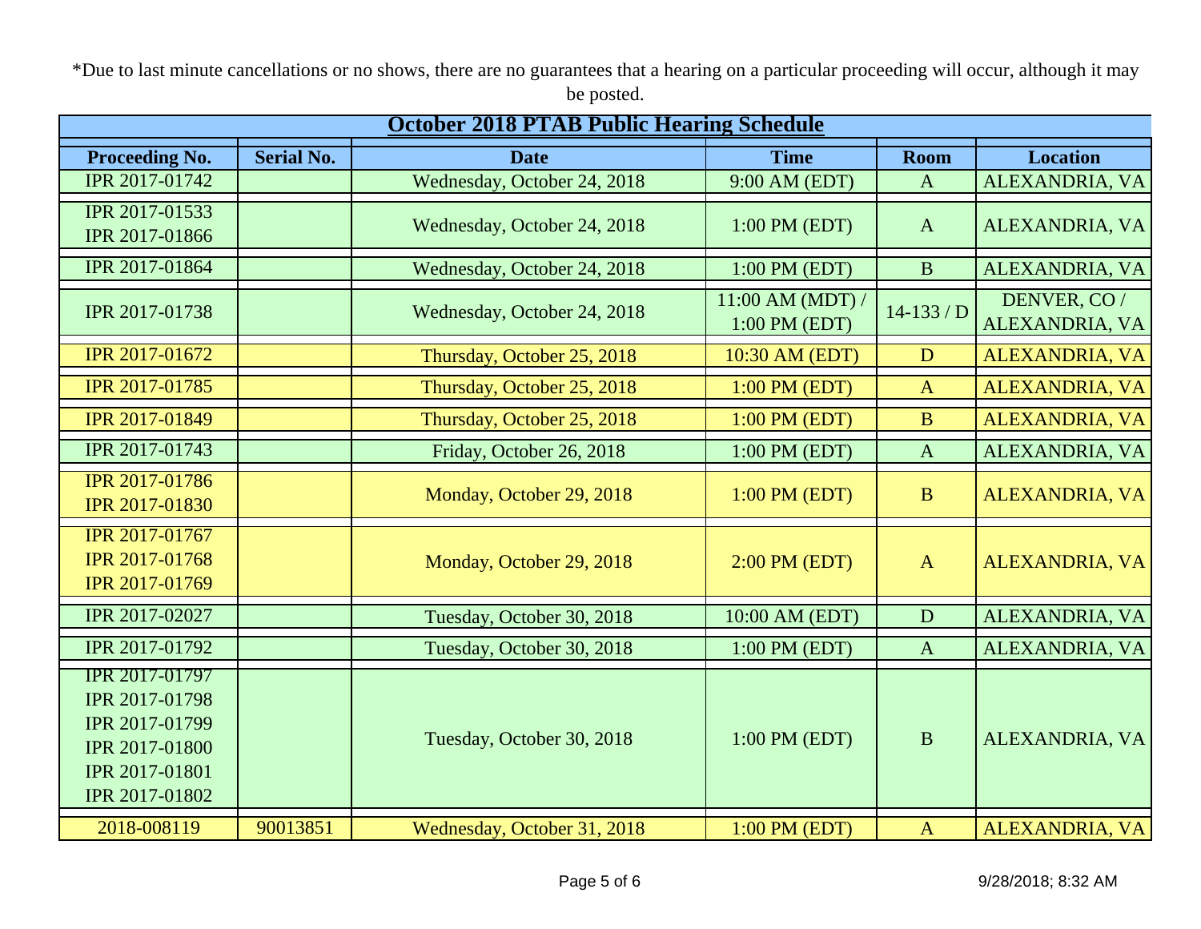*Due to last minute cancellations or no shows, there are no guarantees that a hearing on a particular proceeding will occur, although it may be posted.

**October 2018 PTAB Public Hearing Schedule**

| Proceeding No. | Serial No. | Date | Time | Room | Location |
|---|---|---|---|---|---|
| IPR 2017-01742 | | Wednesday, October 24, 2018 | 9:00 AM (EDT) | A | ALEXANDRIA, VA |
| IPR 2017-01533<br>IPR 2017-01866 | | Wednesday, October 24, 2018 | 1:00 PM (EDT) | A | ALEXANDRIA, VA |
| IPR 2017-01864 | | Wednesday, October 24, 2018 | 1:00 PM (EDT) | B | ALEXANDRIA, VA |
| IPR 2017-01738 | | Wednesday, October 24, 2018 | 11:00 AM (MDT) / 1:00 PM (EDT) | 14-133 / D | DENVER, CO / ALEXANDRIA, VA |
| IPR 2017-01672 | | Thursday, October 25, 2018 | 10:30 AM (EDT) | D | ALEXANDRIA, VA |
| IPR 2017-01785 | | Thursday, October 25, 2018 | 1:00 PM (EDT) | A | ALEXANDRIA, VA |
| IPR 2017-01849 | | Thursday, October 25, 2018 | 1:00 PM (EDT) | B | ALEXANDRIA, VA |
| IPR 2017-01743 | | Friday, October 26, 2018 | 1:00 PM (EDT) | A | ALEXANDRIA, VA |
| IPR 2017-01786<br>IPR 2017-01830 | | Monday, October 29, 2018 | 1:00 PM (EDT) | B | ALEXANDRIA, VA |
| IPR 2017-01767<br>IPR 2017-01768<br>IPR 2017-01769 | | Monday, October 29, 2018 | 2:00 PM (EDT) | A | ALEXANDRIA, VA |
| IPR 2017-02027 | | Tuesday, October 30, 2018 | 10:00 AM (EDT) | D | ALEXANDRIA, VA |
| IPR 2017-01792 | | Tuesday, October 30, 2018 | 1:00 PM (EDT) | A | ALEXANDRIA, VA |
| IPR 2017-01797<br>IPR 2017-01798<br>IPR 2017-01799<br>IPR 2017-01800<br>IPR 2017-01801<br>IPR 2017-01802 | | Tuesday, October 30, 2018 | 1:00 PM (EDT) | B | ALEXANDRIA, VA |
| 2018-008119 | 90013851 | Wednesday, October 31, 2018 | 1:00 PM (EDT) | A | ALEXANDRIA, VA |

9/28/2018; 8:32 AM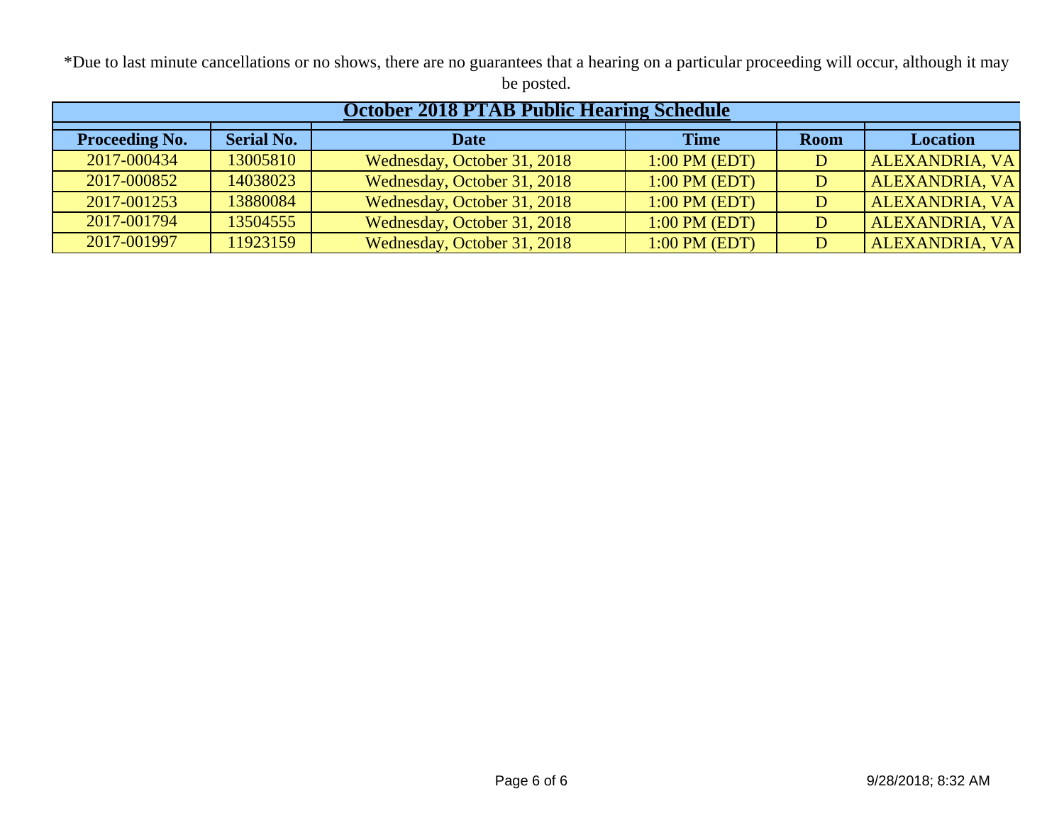*Due to last minute cancellations or no shows, there are no guarantees that a hearing on a particular proceeding will occur, although it may be posted.

## October 2018 PTAB Public Hearing Schedule

| Proceeding No. | Serial No. | Date | Time | Room | Location |
|---|---|---|---|---|---|
| 2017-000434 | 13005810 | Wednesday, October 31, 2018 | 1:00 PM (EDT) | D | ALEXANDRIA, VA |
| 2017-000852 | 14038023 | Wednesday, October 31, 2018 | 1:00 PM (EDT) | D | ALEXANDRIA, VA |
| 2017-001253 | 13880084 | Wednesday, October 31, 2018 | 1:00 PM (EDT) | D | ALEXANDRIA, VA |
| 2017-001794 | 13504555 | Wednesday, October 31, 2018 | 1:00 PM (EDT) | D | ALEXANDRIA, VA |
| 2017-001997 | 11923159 | Wednesday, October 31, 2018 | 1:00 PM (EDT) | D | ALEXANDRIA, VA |

9/28/2018; 8:32 AM